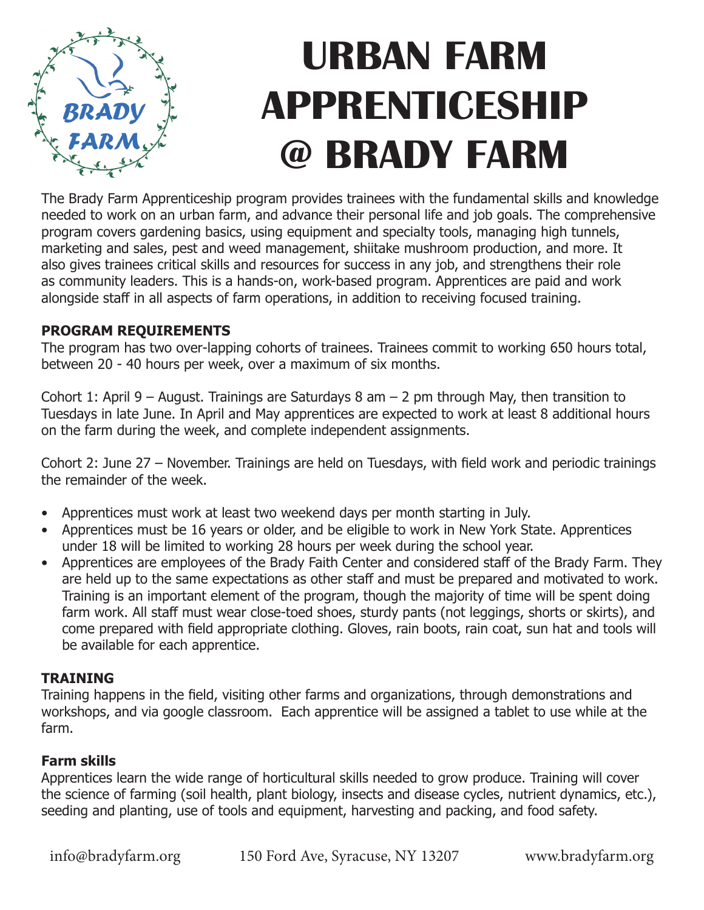# URBAN FARM APPRENTICESHIP @ BRADY FARM

The Brady Farm Apprenticeship program provides trainees with the fundamental skills and knowledge needed to work on an urban farm, and advance their personal life and job goals. The comprehensive program covers gardening basics, using equipment and specialty tools, managing high tunnels, marketing and sales, pest and weed management, shiitake mushroom production, and more. It also gives trainees critical skills and resources for success in any job, and strengthens their role as community leaders. This is a hands-on, work-based program. Apprentices are paid and work alongside staff in all aspects of farm operations, in addition to receiving focused training.

## PROGRAM REQUIREMENTS

The program has two over-lapping cohorts of trainees. Trainees commit to working 650 hours total, between 20 - 40 hours per week, over a maximum of six months.

Cohort 1: April 9 – August. Trainings are Saturdays 8 am – 2 pm through May, then transition to Tuesdays in late June. In April and May apprentices are expected to work at least 8 additional hours on the farm during the week, and complete independent assignments.

Cohort 2: June 27 – November. Trainings are held on Tuesdays, with field work and periodic trainings the remainder of the week.

- Apprentices must work at least two weekend days per month starting in July.
- Apprentices must be 16 years or older, and be eligible to work in New York State. Apprentices under 18 will be limited to working 28 hours per week during the school year.
- Apprentices are employees of the Brady Faith Center and considered staff of the Brady Farm. They are held up to the same expectations as other staff and must be prepared and motivated to work. Training is an important element of the program, though the majority of time will be spent doing farm work. All staff must wear close-toed shoes, sturdy pants (not leggings, shorts or skirts), and come prepared with field appropriate clothing. Gloves, rain boots, rain coat, sun hat and tools will be available for each apprentice.

## TRAINING

Training happens in the field, visiting other farms and organizations, through demonstrations and workshops, and via google classroom. Each apprentice will be assigned a tablet to use while at the farm.

### Farm skills

Apprentices learn the wide range of horticultural skills needed to grow produce. Training will cover the science of farming (soil health, plant biology, insects and disease cycles, nutrient dynamics, etc.), seeding and planting, use of tools and equipment, harvesting and packing, and food safety.

info@bradyfarm.org 150 Ford Ave, Syracuse, NY 13207 www.bradyfarm.org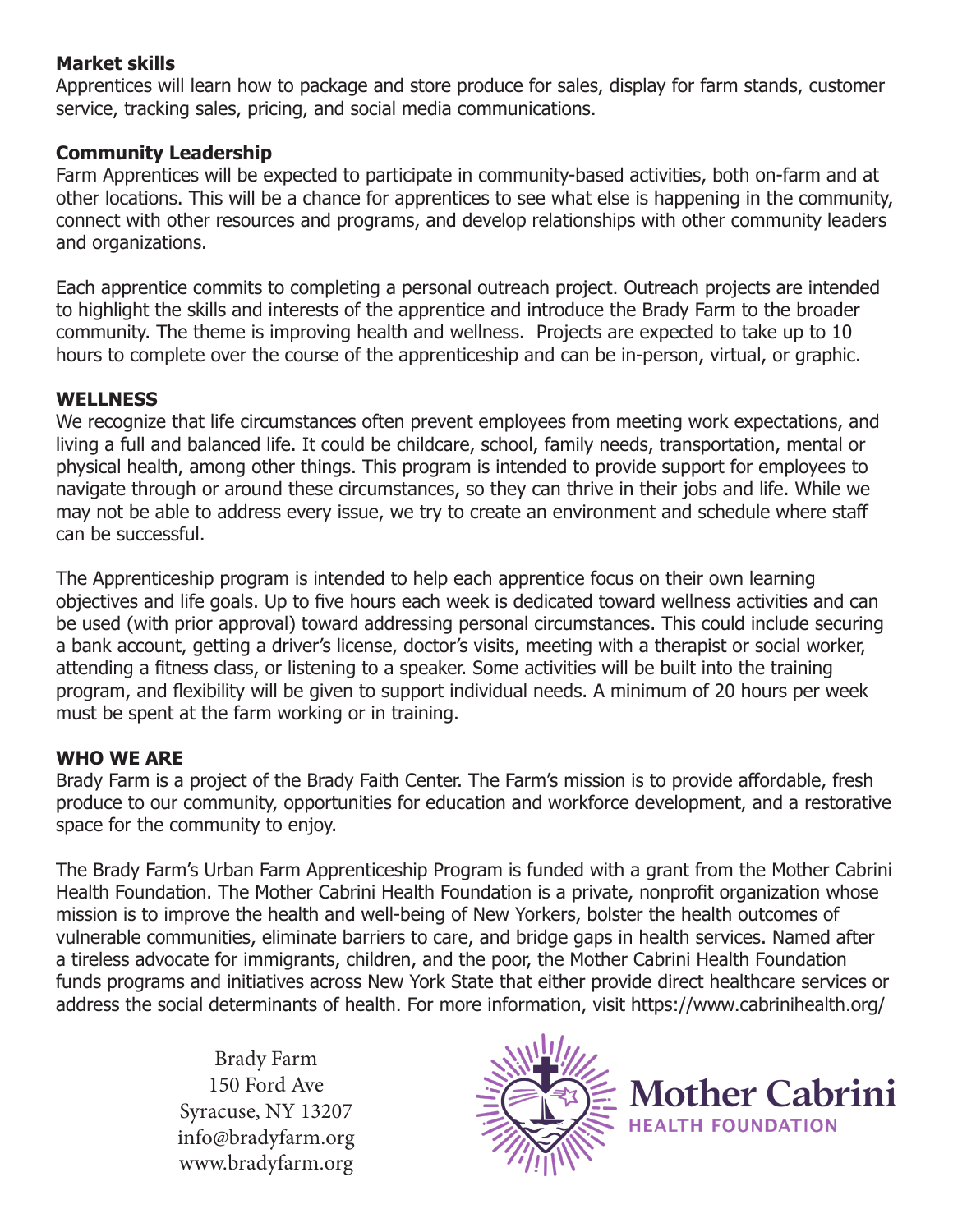**Market skills**

Apprentices will learn how to package and store produce for sales, display for farm stands, customer service, tracking sales, pricing, and social media communications.

**Community Leadership**

Farm Apprentices will be expected to participate in community-based activities, both on-farm and at other locations. This will be a chance for apprentices to see what else is happening in the community, connect with other resources and programs, and develop relationships with other community leaders and organizations.

Each apprentice commits to completing a personal outreach project. Outreach projects are intended to highlight the skills and interests of the apprentice and introduce the Brady Farm to the broader community. The theme is improving health and wellness. Projects are expected to take up to 10 hours to complete over the course of the apprenticeship and can be in-person, virtual, or graphic.

## WELLNESS

We recognize that life circumstances often prevent employees from meeting work expectations, and living a full and balanced life. It could be childcare, school, family needs, transportation, mental or physical health, among other things. This program is intended to provide support for employees to navigate through or around these circumstances, so they can thrive in their jobs and life. While we may not be able to address every issue, we try to create an environment and schedule where staff can be successful.

The Apprenticeship program is intended to help each apprentice focus on their own learning objectives and life goals. Up to five hours each week is dedicated toward wellness activities and can be used (with prior approval) toward addressing personal circumstances. This could include securing a bank account, getting a driver's license, doctor's visits, meeting with a therapist or social worker, attending a fitness class, or listening to a speaker. Some activities will be built into the training program, and flexibility will be given to support individual needs. A minimum of 20 hours per week must be spent at the farm working or in training.

## WHO WE ARE

Brady Farm is a project of the Brady Faith Center. The Farm's mission is to provide affordable, fresh produce to our community, opportunities for education and workforce development, and a restorative space for the community to enjoy.

The Brady Farm's Urban Farm Apprenticeship Program is funded with a grant from the Mother Cabrini Health Foundation. The Mother Cabrini Health Foundation is a private, nonprofit organization whose mission is to improve the health and well-being of New Yorkers, bolster the health outcomes of vulnerable communities, eliminate barriers to care, and bridge gaps in health services. Named after a tireless advocate for immigrants, children, and the poor, the Mother Cabrini Health Foundation funds programs and initiatives across New York State that either provide direct healthcare services or address the social determinants of health. For more information, visit https://www.cabrinihealth.org/

Brady Farm
150 Ford Ave
Syracuse, NY 13207
info@bradyfarm.org
www.bradyfarm.org

Mother Cabrini
HEALTH FOUNDATION